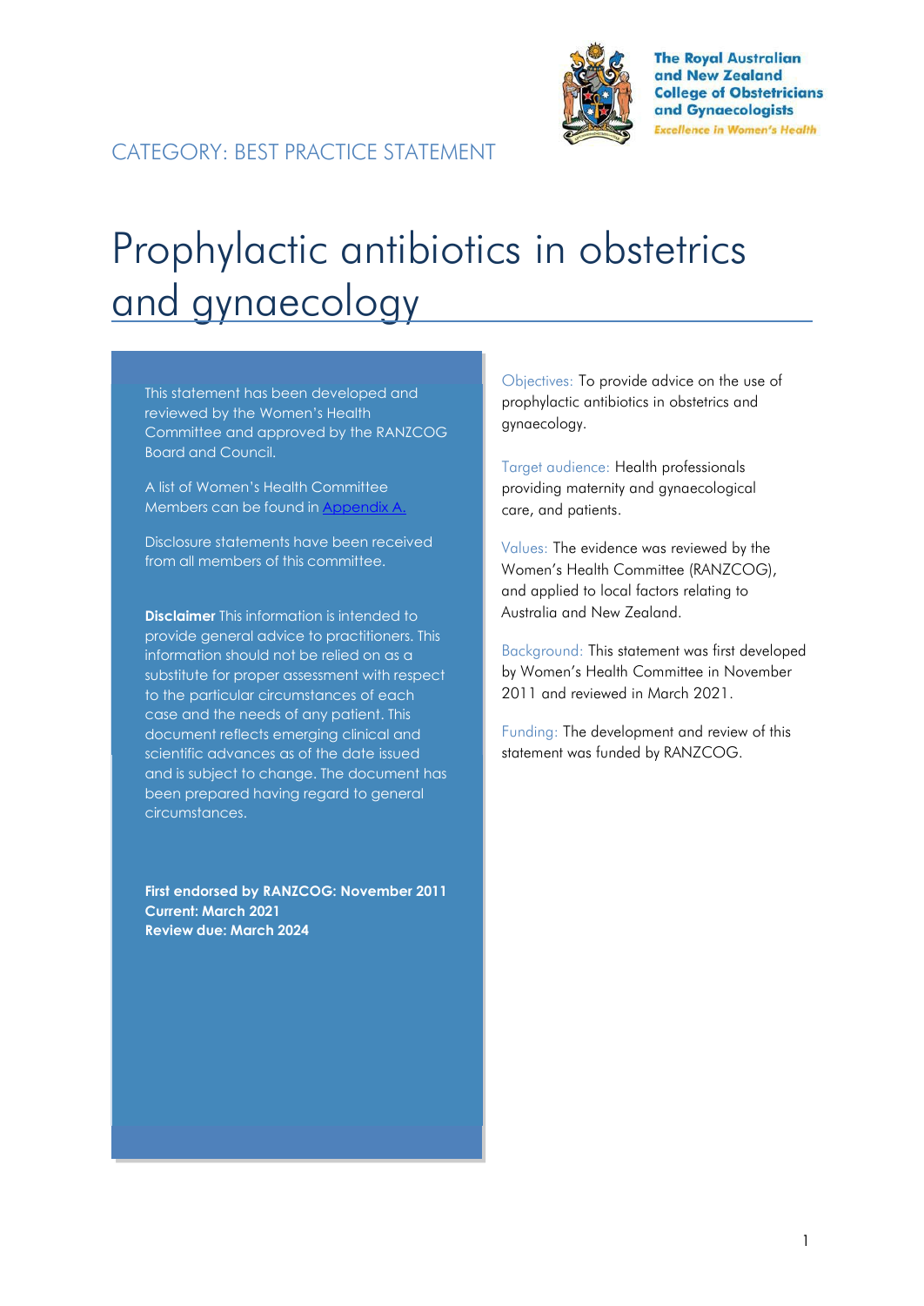The Royal Australian and New Zealand College of Obstetricians and Gynaecologists
*Excellence in Women's Health*

CATEGORY: BEST PRACTICE STATEMENT

# Prophylactic antibiotics in obstetrics and gynaecology

This statement has been developed and reviewed by the Women's Health Committee and approved by the RANZCOG Board and Council.

A list of Women's Health Committee Members can be found in Appendix A.

Disclosure statements have been received from all members of this committee.

**Disclaimer** This information is intended to provide general advice to practitioners. This information should not be relied on as a substitute for proper assessment with respect to the particular circumstances of each case and the needs of any patient. This document reflects emerging clinical and scientific advances as of the date issued and is subject to change. The document has been prepared having regard to general circumstances.

**First endorsed by RANZCOG: November 2011**
**Current: March 2021**
**Review due: March 2024**

Objectives: To provide advice on the use of prophylactic antibiotics in obstetrics and gynaecology.

Target audience: Health professionals providing maternity and gynaecological care, and patients.

Values: The evidence was reviewed by the Women's Health Committee (RANZCOG), and applied to local factors relating to Australia and New Zealand.

Background: This statement was first developed by Women's Health Committee in November 2011 and reviewed in March 2021.

Funding: The development and review of this statement was funded by RANZCOG.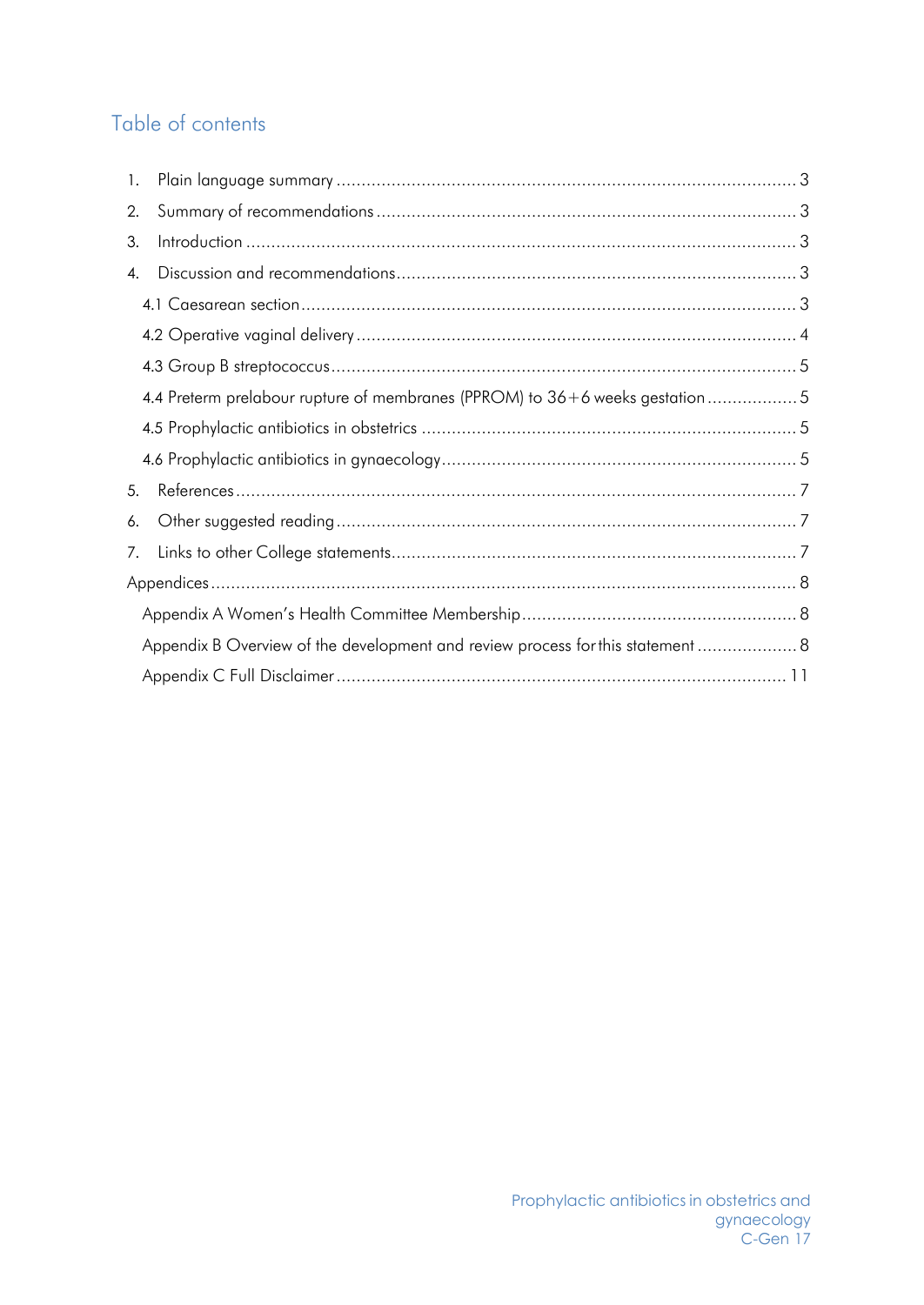## Table of contents

1. Plain language summary ........................................................................................ 3
2. Summary of recommendations ................................................................................ 3
3. Introduction ........................................................................................................ 3
4. Discussion and recommendations ............................................................................ 3
   - 4.1 Caesarean section .......................................................................................... 3
   - 4.2 Operative vaginal delivery ................................................................................ 4
   - 4.3 Group B streptococcus ...................................................................................... 5
   - 4.4 Preterm prelabour rupture of membranes (PPROM) to 36+6 weeks gestation .................. 5
   - 4.5 Prophylactic antibiotics in obstetrics .................................................................. 5
   - 4.6 Prophylactic antibiotics in gynaecology ................................................................ 5
5. References .......................................................................................................... 7
6. Other suggested reading ......................................................................................... 7
7. Links to other College statements ............................................................................. 7

Appendices ............................................................................................................... 8

- Appendix A Women's Health Committee Membership ...................................................... 8
- Appendix B Overview of the development and review process for this statement .................... 8
- Appendix C Full Disclaimer ......................................................................................... 11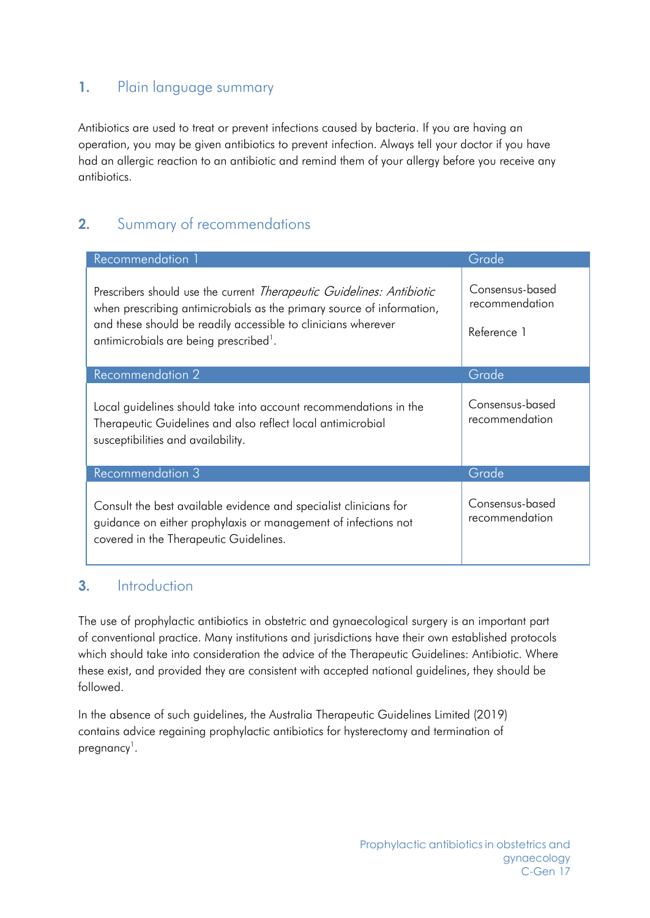## 1. Plain language summary

Antibiotics are used to treat or prevent infections caused by bacteria. If you are having an operation, you may be given antibiotics to prevent infection. Always tell your doctor if you have had an allergic reaction to an antibiotic and remind them of your allergy before you receive any antibiotics.

## 2. Summary of recommendations

| Recommendation 1 | Grade |
|---|---|
| Prescribers should use the current *Therapeutic Guidelines: Antibiotic* when prescribing antimicrobials as the primary source of information, and these should be readily accessible to clinicians wherever antimicrobials are being prescribed[1]. | Consensus-based recommendation<br><br>Reference 1 |

| Recommendation 2 | Grade |
|---|---|
| Local guidelines should take into account recommendations in the Therapeutic Guidelines and also reflect local antimicrobial susceptibilities and availability. | Consensus-based recommendation |

| Recommendation 3 | Grade |
|---|---|
| Consult the best available evidence and specialist clinicians for guidance on either prophylaxis or management of infections not covered in the Therapeutic Guidelines. | Consensus-based recommendation |

## 3. Introduction

The use of prophylactic antibiotics in obstetric and gynaecological surgery is an important part of conventional practice. Many institutions and jurisdictions have their own established protocols which should take into consideration the advice of the Therapeutic Guidelines: Antibiotic. Where these exist, and provided they are consistent with accepted national guidelines, they should be followed.

In the absence of such guidelines, the Australia Therapeutic Guidelines Limited (2019) contains advice regaining prophylactic antibiotics for hysterectomy and termination of pregnancy[1].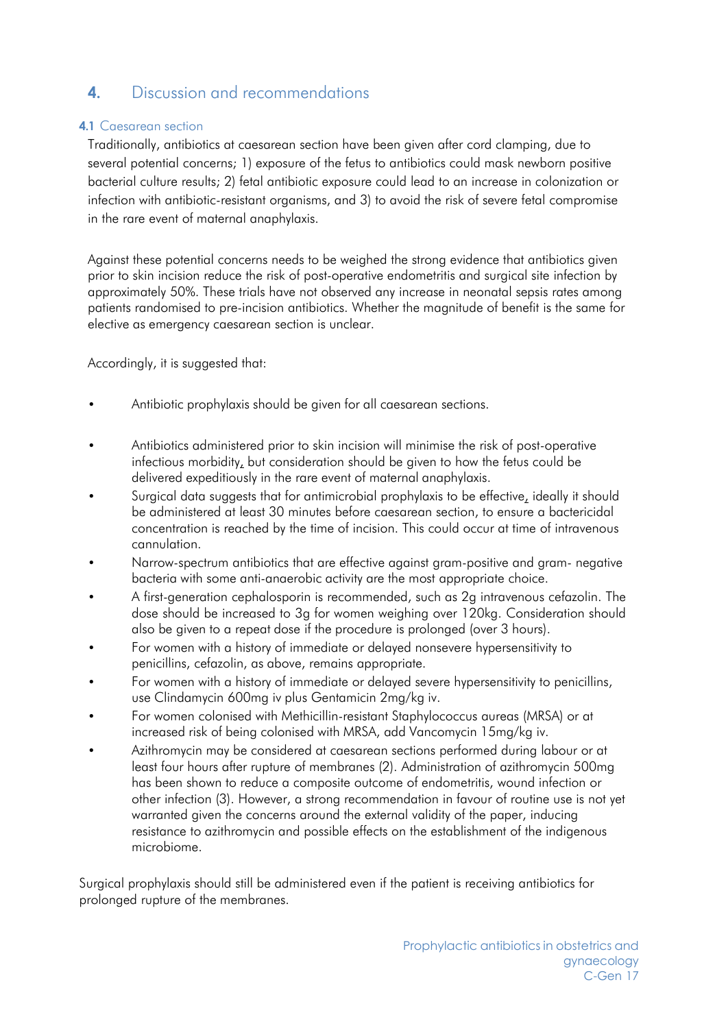# 4. Discussion and recommendations

## 4.1 Caesarean section

Traditionally, antibiotics at caesarean section have been given after cord clamping, due to several potential concerns; 1) exposure of the fetus to antibiotics could mask newborn positive bacterial culture results; 2) fetal antibiotic exposure could lead to an increase in colonization or infection with antibiotic-resistant organisms, and 3) to avoid the risk of severe fetal compromise in the rare event of maternal anaphylaxis.

Against these potential concerns needs to be weighed the strong evidence that antibiotics given prior to skin incision reduce the risk of post-operative endometritis and surgical site infection by approximately 50%. These trials have not observed any increase in neonatal sepsis rates among patients randomised to pre-incision antibiotics. Whether the magnitude of benefit is the same for elective as emergency caesarean section is unclear.

Accordingly, it is suggested that:

- Antibiotic prophylaxis should be given for all caesarean sections.
- Antibiotics administered prior to skin incision will minimise the risk of post-operative infectious morbidity, but consideration should be given to how the fetus could be delivered expeditiously in the rare event of maternal anaphylaxis.
- Surgical data suggests that for antimicrobial prophylaxis to be effective, ideally it should be administered at least 30 minutes before caesarean section, to ensure a bactericidal concentration is reached by the time of incision. This could occur at time of intravenous cannulation.
- Narrow-spectrum antibiotics that are effective against gram-positive and gram- negative bacteria with some anti-anaerobic activity are the most appropriate choice.
- A first-generation cephalosporin is recommended, such as 2g intravenous cefazolin. The dose should be increased to 3g for women weighing over 120kg. Consideration should also be given to a repeat dose if the procedure is prolonged (over 3 hours).
- For women with a history of immediate or delayed nonsevere hypersensitivity to penicillins, cefazolin, as above, remains appropriate.
- For women with a history of immediate or delayed severe hypersensitivity to penicillins, use Clindamycin 600mg iv plus Gentamicin 2mg/kg iv.
- For women colonised with Methicillin-resistant Staphylococcus aureas (MRSA) or at increased risk of being colonised with MRSA, add Vancomycin 15mg/kg iv.
- Azithromycin may be considered at caesarean sections performed during labour or at least four hours after rupture of membranes (2). Administration of azithromycin 500mg has been shown to reduce a composite outcome of endometritis, wound infection or other infection (3). However, a strong recommendation in favour of routine use is not yet warranted given the concerns around the external validity of the paper, inducing resistance to azithromycin and possible effects on the establishment of the indigenous microbiome.

Surgical prophylaxis should still be administered even if the patient is receiving antibiotics for prolonged rupture of the membranes.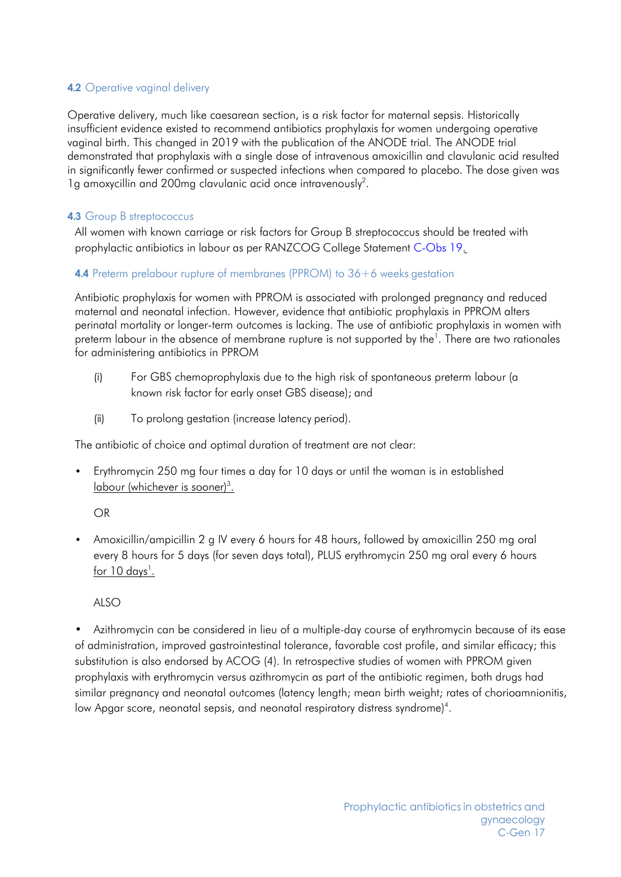### 4.2 Operative vaginal delivery

Operative delivery, much like caesarean section, is a risk factor for maternal sepsis. Historically insufficient evidence existed to recommend antibiotics prophylaxis for women undergoing operative vaginal birth. This changed in 2019 with the publication of the ANODE trial. The ANODE trial demonstrated that prophylaxis with a single dose of intravenous amoxicillin and clavulanic acid resulted in significantly fewer confirmed or suspected infections when compared to placebo. The dose given was 1g amoxycillin and 200mg clavulanic acid once intravenously[2].

### 4.3 Group B streptococcus

All women with known carriage or risk factors for Group B streptococcus should be treated with prophylactic antibiotics in labour as per RANZCOG College Statement C-Obs 19.

### 4.4 Preterm prelabour rupture of membranes (PPROM) to 36+6 weeks gestation

Antibiotic prophylaxis for women with PPROM is associated with prolonged pregnancy and reduced maternal and neonatal infection. However, evidence that antibiotic prophylaxis in PPROM alters perinatal mortality or longer-term outcomes is lacking. The use of antibiotic prophylaxis in women with preterm labour in the absence of membrane rupture is not supported by the[1]. There are two rationales for administering antibiotics in PPROM

(i) For GBS chemoprophylaxis due to the high risk of spontaneous preterm labour (a known risk factor for early onset GBS disease); and

(ii) To prolong gestation (increase latency period).

The antibiotic of choice and optimal duration of treatment are not clear:

- Erythromycin 250 mg four times a day for 10 days or until the woman is in established labour (whichever is sooner)[3].

  OR

- Amoxicillin/ampicillin 2 g IV every 6 hours for 48 hours, followed by amoxicillin 250 mg oral every 8 hours for 5 days (for seven days total), PLUS erythromycin 250 mg oral every 6 hours for 10 days[1].

  ALSO

- Azithromycin can be considered in lieu of a multiple-day course of erythromycin because of its ease of administration, improved gastrointestinal tolerance, favorable cost profile, and similar efficacy; this substitution is also endorsed by ACOG (4). In retrospective studies of women with PPROM given prophylaxis with erythromycin versus azithromycin as part of the antibiotic regimen, both drugs had similar pregnancy and neonatal outcomes (latency length; mean birth weight; rates of chorioamnionitis, low Apgar score, neonatal sepsis, and neonatal respiratory distress syndrome)[4].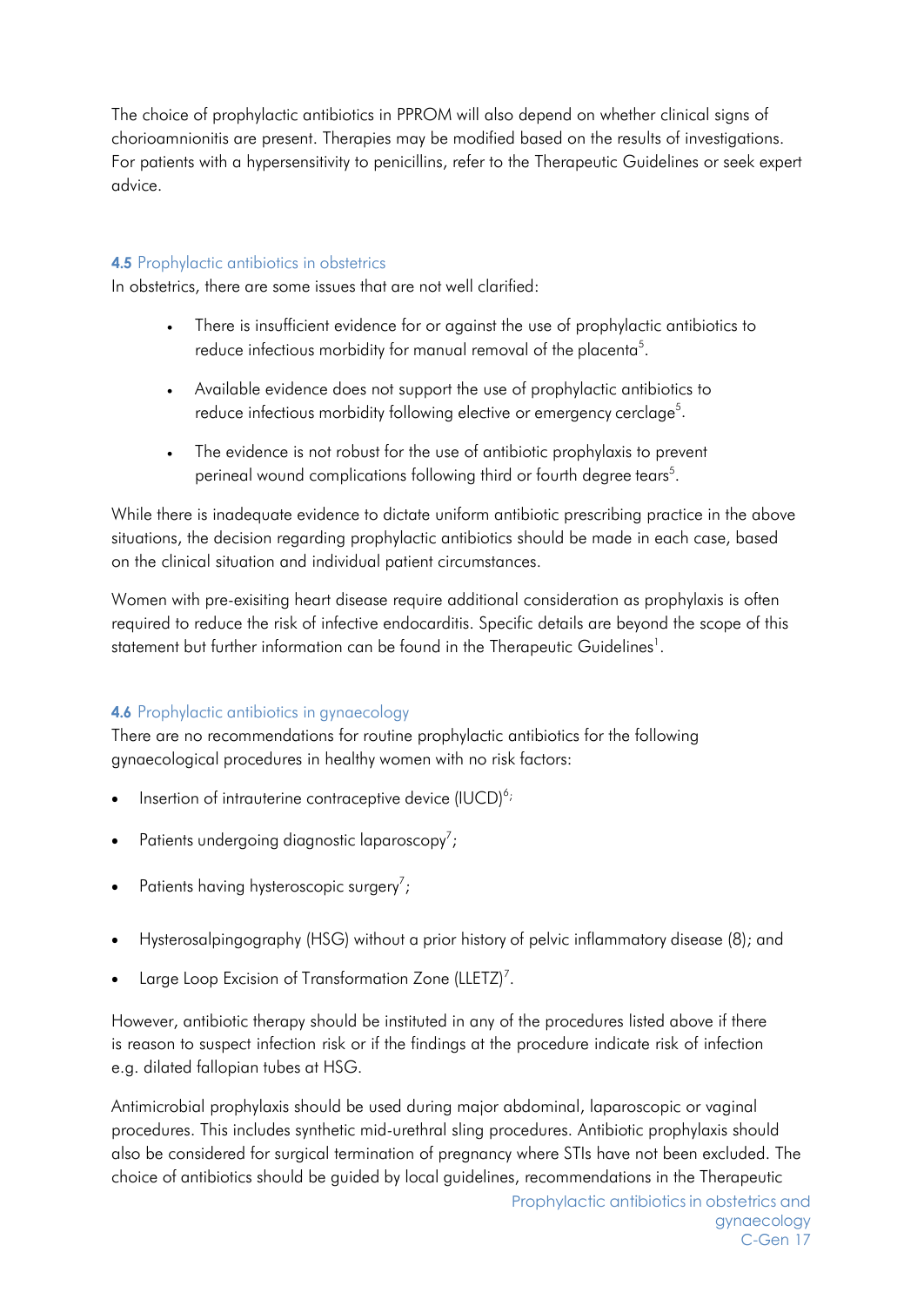The choice of prophylactic antibiotics in PPROM will also depend on whether clinical signs of chorioamnionitis are present. Therapies may be modified based on the results of investigations. For patients with a hypersensitivity to penicillins, refer to the Therapeutic Guidelines or seek expert advice.

### 4.5 Prophylactic antibiotics in obstetrics

In obstetrics, there are some issues that are not well clarified:

- There is insufficient evidence for or against the use of prophylactic antibiotics to reduce infectious morbidity for manual removal of the placenta[5].
- Available evidence does not support the use of prophylactic antibiotics to reduce infectious morbidity following elective or emergency cerclage[5].
- The evidence is not robust for the use of antibiotic prophylaxis to prevent perineal wound complications following third or fourth degree tears[5].

While there is inadequate evidence to dictate uniform antibiotic prescribing practice in the above situations, the decision regarding prophylactic antibiotics should be made in each case, based on the clinical situation and individual patient circumstances.

Women with pre-exisiting heart disease require additional consideration as prophylaxis is often required to reduce the risk of infective endocarditis. Specific details are beyond the scope of this statement but further information can be found in the Therapeutic Guidelines[1].

### 4.6 Prophylactic antibiotics in gynaecology

There are no recommendations for routine prophylactic antibiotics for the following gynaecological procedures in healthy women with no risk factors:

- Insertion of intrauterine contraceptive device (IUCD)[6];
- Patients undergoing diagnostic laparoscopy[7];
- Patients having hysteroscopic surgery[7];
- Hysterosalpingography (HSG) without a prior history of pelvic inflammatory disease (8); and
- Large Loop Excision of Transformation Zone (LLETZ)[7].

However, antibiotic therapy should be instituted in any of the procedures listed above if there is reason to suspect infection risk or if the findings at the procedure indicate risk of infection e.g. dilated fallopian tubes at HSG.

Antimicrobial prophylaxis should be used during major abdominal, laparoscopic or vaginal procedures. This includes synthetic mid-urethral sling procedures. Antibiotic prophylaxis should also be considered for surgical termination of pregnancy where STIs have not been excluded. The choice of antibiotics should be guided by local guidelines, recommendations in the Therapeutic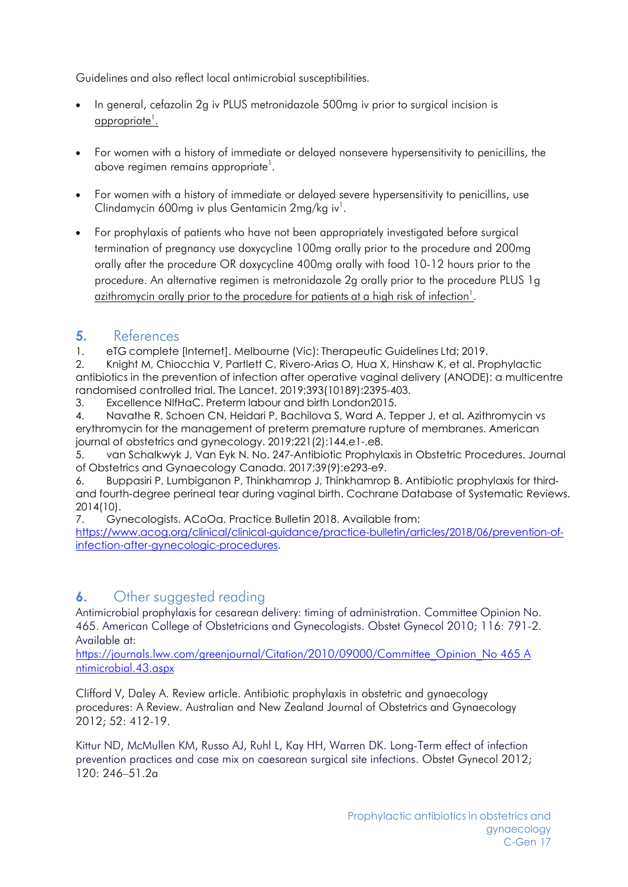Guidelines and also reflect local antimicrobial susceptibilities.

- In general, cefazolin 2g iv PLUS metronidazole 500mg iv prior to surgical incision is appropriate[1].

- For women with a history of immediate or delayed nonsevere hypersensitivity to penicillins, the above regimen remains appropriate[1].

- For women with a history of immediate or delayed severe hypersensitivity to penicillins, use Clindamycin 600mg iv plus Gentamicin 2mg/kg iv[1].

- For prophylaxis of patients who have not been appropriately investigated before surgical termination of pregnancy use doxycycline 100mg orally prior to the procedure and 200mg orally after the procedure OR doxycycline 400mg orally with food 10-12 hours prior to the procedure. An alternative regimen is metronidazole 2g orally prior to the procedure PLUS 1g azithromycin orally prior to the procedure for patients at a high risk of infection[1].

## 5. References

1. eTG complete [Internet]. Melbourne (Vic): Therapeutic Guidelines Ltd; 2019.
2. Knight M, Chiocchia V, Partlett C, Rivero-Arias O, Hua X, Hinshaw K, et al. Prophylactic antibiotics in the prevention of infection after operative vaginal delivery (ANODE): a multicentre randomised controlled trial. The Lancet. 2019;393(10189):2395-403.
3. Excellence NIfHaC. Preterm labour and birth London2015.
4. Navathe R, Schoen CN, Heidari P, Bachilova S, Ward A, Tepper J, et al. Azithromycin vs erythromycin for the management of preterm premature rupture of membranes. American journal of obstetrics and gynecology. 2019;221(2):144.e1-.e8.
5. van Schalkwyk J, Van Eyk N. No. 247-Antibiotic Prophylaxis in Obstetric Procedures. Journal of Obstetrics and Gynaecology Canada. 2017;39(9):e293-e9.
6. Buppasiri P, Lumbiganon P, Thinkhamrop J, Thinkhamrop B. Antibiotic prophylaxis for third- and fourth-degree perineal tear during vaginal birth. Cochrane Database of Systematic Reviews. 2014(10).
7. Gynecologists. ACoOa. Practice Bulletin 2018. Available from: https://www.acog.org/clinical/clinical-guidance/practice-bulletin/articles/2018/06/prevention-of-infection-after-gynecologic-procedures.

## 6. Other suggested reading

Antimicrobial prophylaxis for cesarean delivery: timing of administration. Committee Opinion No. 465. American College of Obstetricians and Gynecologists. Obstet Gynecol 2010; 116: 791-2. Available at: https://journals.lww.com/greenjournal/Citation/2010/09000/Committee_Opinion_No 465 Antimicrobial.43.aspx

Clifford V, Daley A. Review article. Antibiotic prophylaxis in obstetric and gynaecology procedures: A Review. Australian and New Zealand Journal of Obstetrics and Gynaecology 2012; 52: 412-19.

Kittur ND, McMullen KM, Russo AJ, Ruhl L, Kay HH, Warren DK. Long-Term effect of infection prevention practices and case mix on caesarean surgical site infections. Obstet Gynecol 2012; 120: 246–51.2a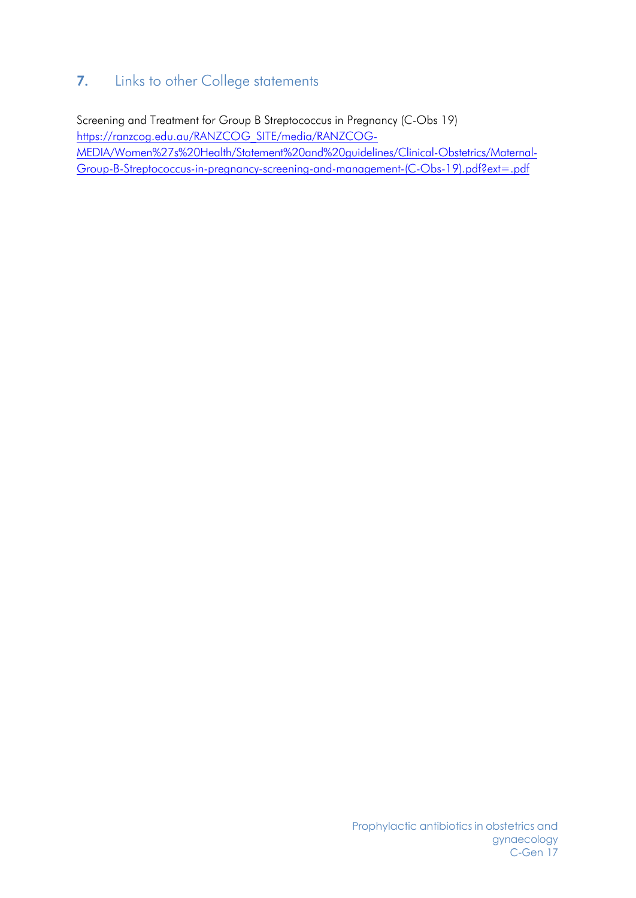## 7. Links to other College statements

Screening and Treatment for Group B Streptococcus in Pregnancy (C-Obs 19)
[https://ranzcog.edu.au/RANZCOG_SITE/media/RANZCOG-MEDIA/Women%27s%20Health/Statement%20and%20guidelines/Clinical-Obstetrics/Maternal-Group-B-Streptococcus-in-pregnancy-screening-and-management-(C-Obs-19).pdf?ext=.pdf](https://ranzcog.edu.au/RANZCOG_SITE/media/RANZCOG-MEDIA/Women%27s%20Health/Statement%20and%20guidelines/Clinical-Obstetrics/Maternal-Group-B-Streptococcus-in-pregnancy-screening-and-management-(C-Obs-19).pdf?ext=.pdf)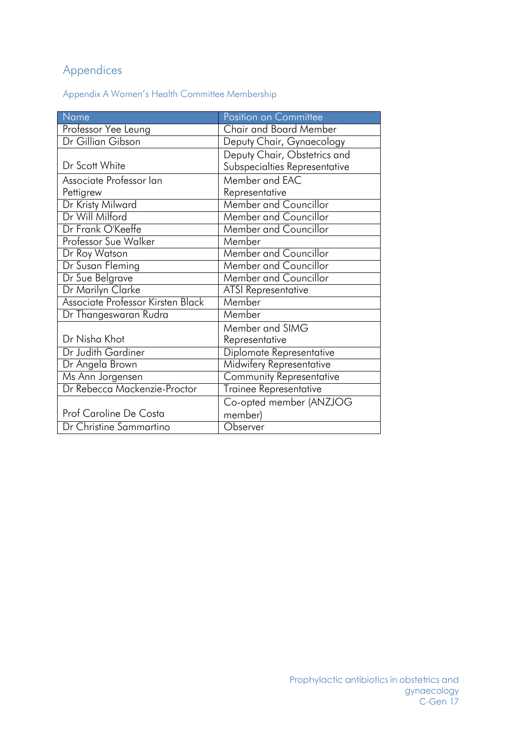# Appendices

## Appendix A Women's Health Committee Membership

| Name | Position on Committee |
| --- | --- |
| Professor Yee Leung | Chair and Board Member |
| Dr Gillian Gibson | Deputy Chair, Gynaecology |
| Dr Scott White | Deputy Chair, Obstetrics and Subspecialties Representative |
| Associate Professor Ian Pettigrew | Member and EAC Representative |
| Dr Kristy Milward | Member and Councillor |
| Dr Will Milford | Member and Councillor |
| Dr Frank O'Keeffe | Member and Councillor |
| Professor Sue Walker | Member |
| Dr Roy Watson | Member and Councillor |
| Dr Susan Fleming | Member and Councillor |
| Dr Sue Belgrave | Member and Councillor |
| Dr Marilyn Clarke | ATSI Representative |
| Associate Professor Kirsten Black | Member |
| Dr Thangeswaran Rudra | Member |
| Dr Nisha Khot | Member and SIMG Representative |
| Dr Judith Gardiner | Diplomate Representative |
| Dr Angela Brown | Midwifery Representative |
| Ms Ann Jorgensen | Community Representative |
| Dr Rebecca Mackenzie-Proctor | Trainee Representative |
| Prof Caroline De Costa | Co-opted member (ANZJOG member) |
| Dr Christine Sammartino | Observer |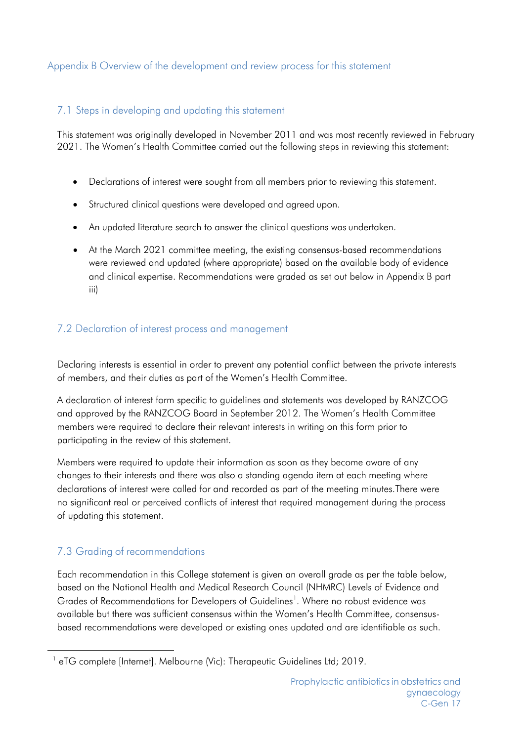## Appendix B Overview of the development and review process for this statement

### 7.1 Steps in developing and updating this statement

This statement was originally developed in November 2011 and was most recently reviewed in February 2021. The Women's Health Committee carried out the following steps in reviewing this statement:

- Declarations of interest were sought from all members prior to reviewing this statement.
- Structured clinical questions were developed and agreed upon.
- An updated literature search to answer the clinical questions was undertaken.
- At the March 2021 committee meeting, the existing consensus-based recommendations were reviewed and updated (where appropriate) based on the available body of evidence and clinical expertise. Recommendations were graded as set out below in Appendix B part iii)

### 7.2 Declaration of interest process and management

Declaring interests is essential in order to prevent any potential conflict between the private interests of members, and their duties as part of the Women's Health Committee.

A declaration of interest form specific to guidelines and statements was developed by RANZCOG and approved by the RANZCOG Board in September 2012. The Women's Health Committee members were required to declare their relevant interests in writing on this form prior to participating in the review of this statement.

Members were required to update their information as soon as they become aware of any changes to their interests and there was also a standing agenda item at each meeting where declarations of interest were called for and recorded as part of the meeting minutes.There were no significant real or perceived conflicts of interest that required management during the process of updating this statement.

### 7.3 Grading of recommendations

Each recommendation in this College statement is given an overall grade as per the table below, based on the National Health and Medical Research Council (NHMRC) Levels of Evidence and Grades of Recommendations for Developers of Guidelines[1]. Where no robust evidence was available but there was sufficient consensus within the Women's Health Committee, consensus-based recommendations were developed or existing ones updated and are identifiable as such.

[1] eTG complete [Internet]. Melbourne (Vic): Therapeutic Guidelines Ltd; 2019.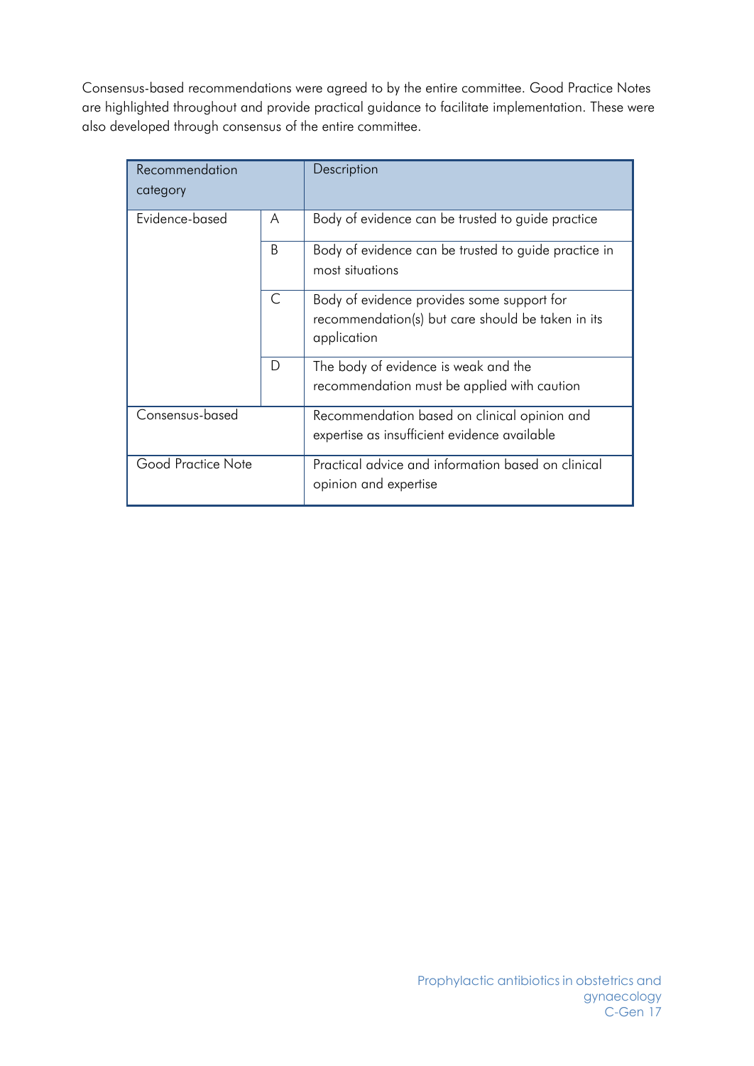Consensus-based recommendations were agreed to by the entire committee. Good Practice Notes are highlighted throughout and provide practical guidance to facilitate implementation. These were also developed through consensus of the entire committee.

| Recommendation category | | Description |
|---|---|---|
| Evidence-based | A | Body of evidence can be trusted to guide practice |
| | B | Body of evidence can be trusted to guide practice in most situations |
| | C | Body of evidence provides some support for recommendation(s) but care should be taken in its application |
| | D | The body of evidence is weak and the recommendation must be applied with caution |
| Consensus-based | | Recommendation based on clinical opinion and expertise as insufficient evidence available |
| Good Practice Note | | Practical advice and information based on clinical opinion and expertise |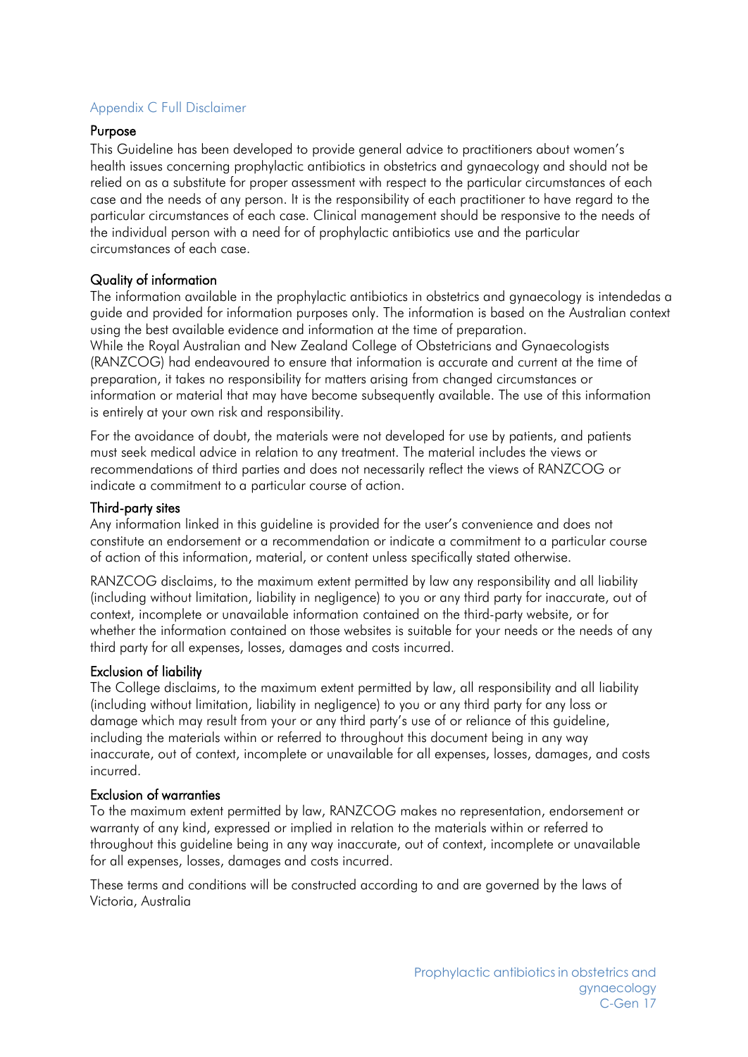## Appendix C Full Disclaimer

### Purpose

This Guideline has been developed to provide general advice to practitioners about women's health issues concerning prophylactic antibiotics in obstetrics and gynaecology and should not be relied on as a substitute for proper assessment with respect to the particular circumstances of each case and the needs of any person. It is the responsibility of each practitioner to have regard to the particular circumstances of each case. Clinical management should be responsive to the needs of the individual person with a need for of prophylactic antibiotics use and the particular circumstances of each case.

### Quality of information

The information available in the prophylactic antibiotics in obstetrics and gynaecology is intendedas a guide and provided for information purposes only. The information is based on the Australian context using the best available evidence and information at the time of preparation.
While the Royal Australian and New Zealand College of Obstetricians and Gynaecologists (RANZCOG) had endeavoured to ensure that information is accurate and current at the time of preparation, it takes no responsibility for matters arising from changed circumstances or information or material that may have become subsequently available. The use of this information is entirely at your own risk and responsibility.

For the avoidance of doubt, the materials were not developed for use by patients, and patients must seek medical advice in relation to any treatment. The material includes the views or recommendations of third parties and does not necessarily reflect the views of RANZCOG or indicate a commitment to a particular course of action.

### Third-party sites

Any information linked in this guideline is provided for the user's convenience and does not constitute an endorsement or a recommendation or indicate a commitment to a particular course of action of this information, material, or content unless specifically stated otherwise.

RANZCOG disclaims, to the maximum extent permitted by law any responsibility and all liability (including without limitation, liability in negligence) to you or any third party for inaccurate, out of context, incomplete or unavailable information contained on the third-party website, or for whether the information contained on those websites is suitable for your needs or the needs of any third party for all expenses, losses, damages and costs incurred.

### Exclusion of liability

The College disclaims, to the maximum extent permitted by law, all responsibility and all liability (including without limitation, liability in negligence) to you or any third party for any loss or damage which may result from your or any third party's use of or reliance of this guideline, including the materials within or referred to throughout this document being in any way inaccurate, out of context, incomplete or unavailable for all expenses, losses, damages, and costs incurred.

### Exclusion of warranties

To the maximum extent permitted by law, RANZCOG makes no representation, endorsement or warranty of any kind, expressed or implied in relation to the materials within or referred to throughout this guideline being in any way inaccurate, out of context, incomplete or unavailable for all expenses, losses, damages and costs incurred.

These terms and conditions will be constructed according to and are governed by the laws of Victoria, Australia